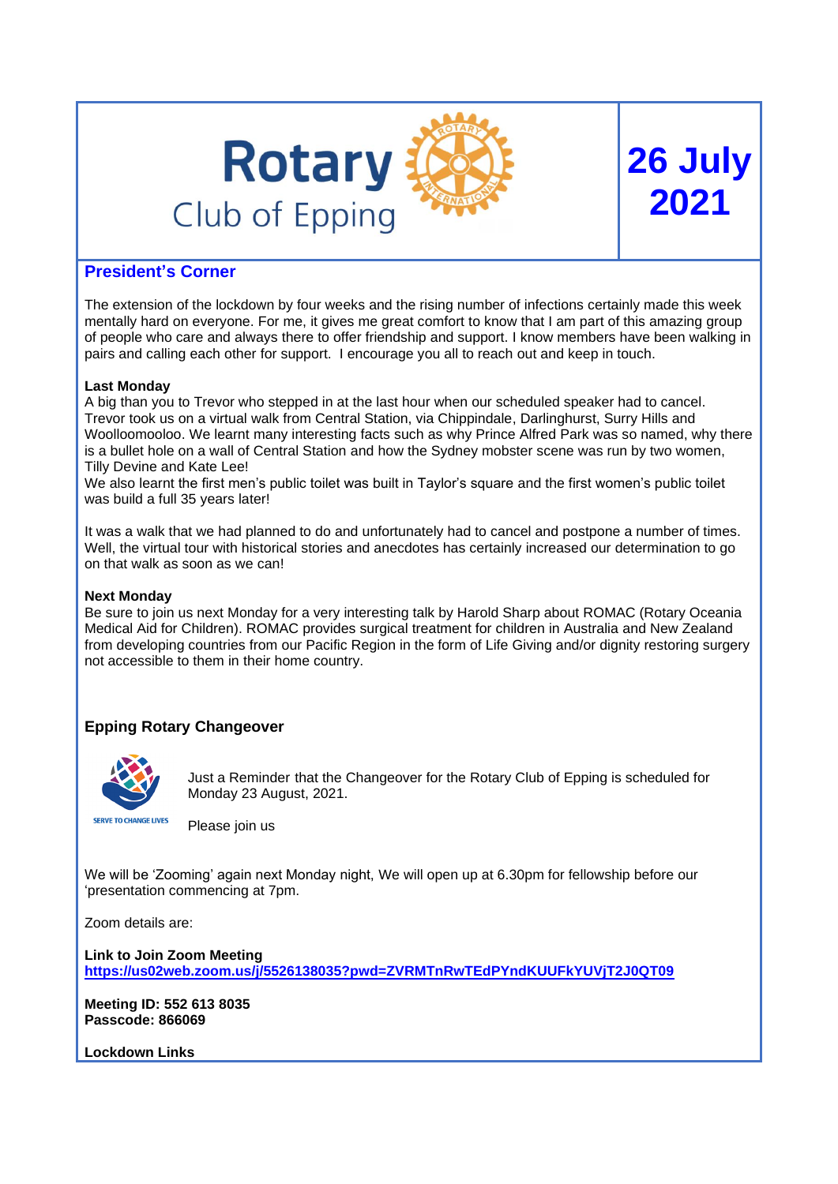# Rotary Club of Epping

**26 July 2021**

## President's Corner

The extension of the lockdown by four weeks and the rising number of infections certainly made this week mentally hard on everyone. For me, it gives me great comfort to know that I am part of this amazing group of people who care and always there to offer friendship and support. I know members have been walking in pairs and calling each other for support. I encourage you all to reach out and keep in touch.

**Last Monday**

A big than you to Trevor who stepped in at the last hour when our scheduled speaker had to cancel. Trevor took us on a virtual walk from Central Station, via Chippindale, Darlinghurst, Surry Hills and Woolloomooloo. We learnt many interesting facts such as why Prince Alfred Park was so named, why there is a bullet hole on a wall of Central Station and how the Sydney mobster scene was run by two women, Tilly Devine and Kate Lee!

We also learnt the first men's public toilet was built in Taylor's square and the first women's public toilet was build a full 35 years later!

It was a walk that we had planned to do and unfortunately had to cancel and postpone a number of times. Well, the virtual tour with historical stories and anecdotes has certainly increased our determination to go on that walk as soon as we can!

**Next Monday**

Be sure to join us next Monday for a very interesting talk by Harold Sharp about ROMAC (Rotary Oceania Medical Aid for Children). ROMAC provides surgical treatment for children in Australia and New Zealand from developing countries from our Pacific Region in the form of Life Giving and/or dignity restoring surgery not accessible to them in their home country.

### Epping Rotary Changeover

SERVE TO CHANGE LIVES

Just a Reminder that the Changeover for the Rotary Club of Epping is scheduled for Monday 23 August, 2021.

Please join us

We will be 'Zooming' again next Monday night, We will open up at 6.30pm for fellowship before our 'presentation commencing at 7pm.

Zoom details are:

**Link to Join Zoom Meeting**
**https://us02web.zoom.us/j/5526138035?pwd=ZVRMTnRwTEdPYndKUUFkYUVjT2J0QT09**

**Meeting ID: 552 613 8035**
**Passcode: 866069**

**Lockdown Links**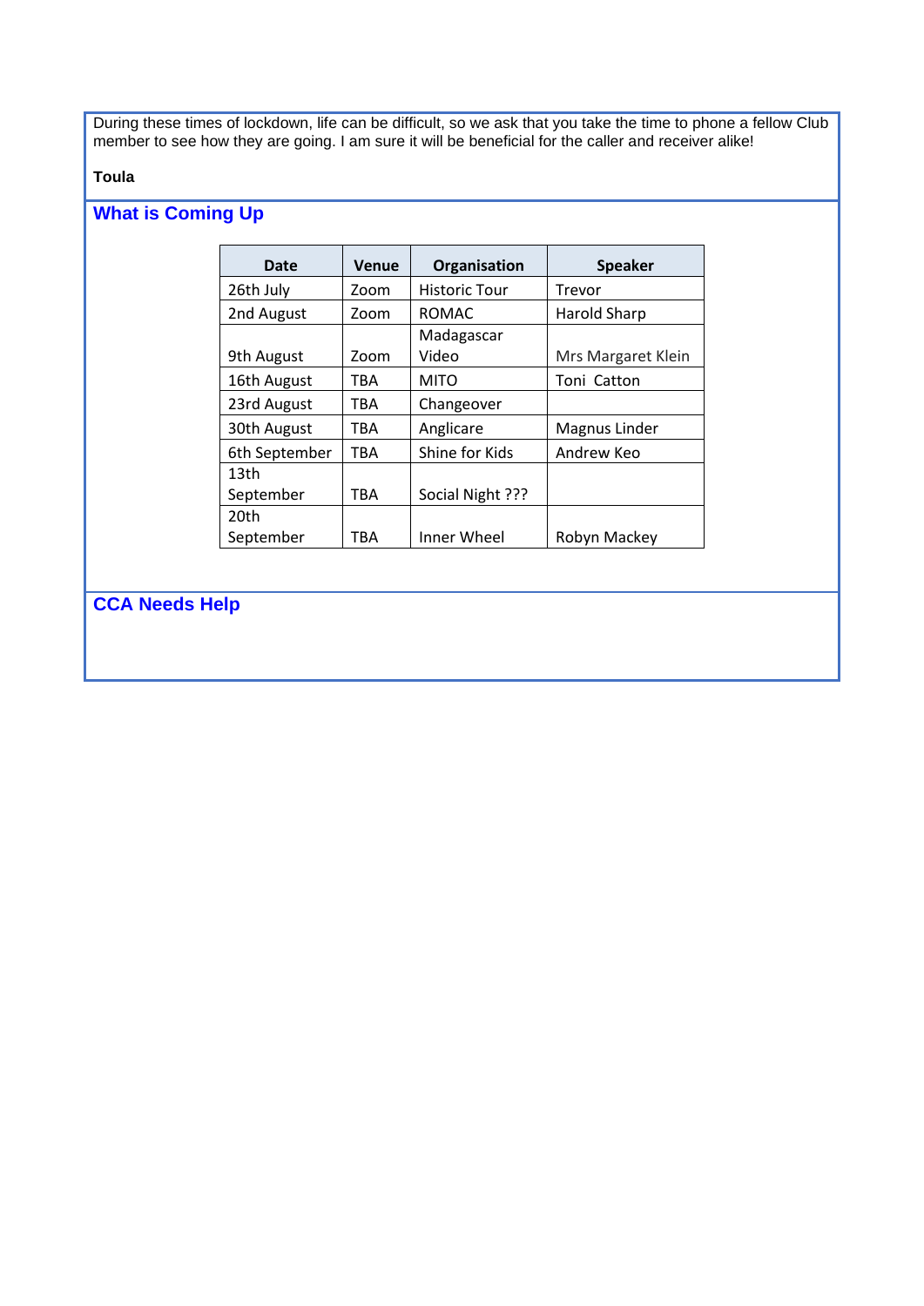During these times of lockdown, life can be difficult, so we ask that you take the time to phone a fellow Club member to see how they are going. I am sure it will be beneficial for the caller and receiver alike!

**Toula**

## What is Coming Up

| Date | Venue | Organisation | Speaker |
|---|---|---|---|
| 26th July | Zoom | Historic Tour | Trevor |
| 2nd August | Zoom | ROMAC | Harold Sharp |
| 9th August | Zoom | Madagascar Video | Mrs Margaret Klein |
| 16th August | TBA | MITO | Toni Catton |
| 23rd August | TBA | Changeover | |
| 30th August | TBA | Anglicare | Magnus Linder |
| 6th September | TBA | Shine for Kids | Andrew Keo |
| 13th September | TBA | Social Night ??? | |
| 20th September | TBA | Inner Wheel | Robyn Mackey |

## CCA Needs Help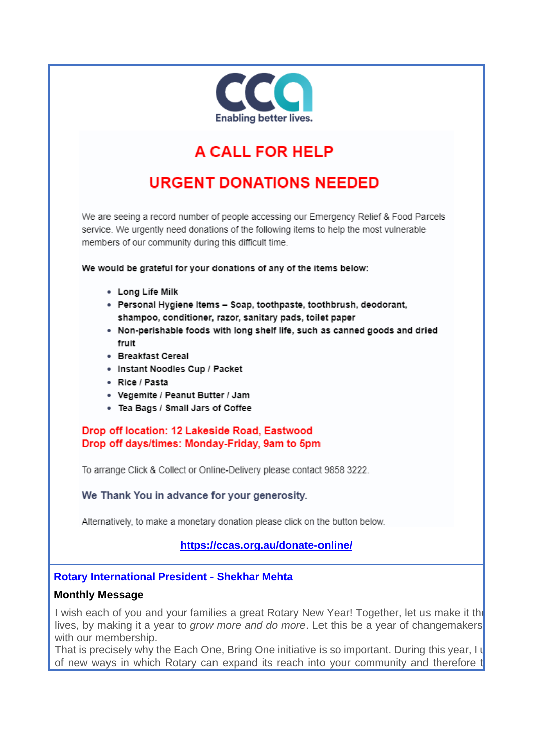CCA

Enabling better lives.

## A CALL FOR HELP

## URGENT DONATIONS NEEDED

We are seeing a record number of people accessing our Emergency Relief & Food Parcels service. We urgently need donations of the following items to help the most vulnerable members of our community during this difficult time.

**We would be grateful for your donations of any of the items below:**

- **Long Life Milk**
- **Personal Hygiene Items – Soap, toothpaste, toothbrush, deodorant, shampoo, conditioner, razor, sanitary pads, toilet paper**
- **Non-perishable foods with long shelf life, such as canned goods and dried fruit**
- **Breakfast Cereal**
- **Instant Noodles Cup / Packet**
- **Rice / Pasta**
- **Vegemite / Peanut Butter / Jam**
- **Tea Bags / Small Jars of Coffee**

**Drop off location: 12 Lakeside Road, Eastwood**
**Drop off days/times: Monday-Friday, 9am to 5pm**

To arrange Click & Collect or Online-Delivery please contact 9858 3222.

**We Thank You in advance for your generosity.**

Alternatively, to make a monetary donation please click on the button below.

**https://ccas.org.au/donate-online/**

### Rotary International President - Shekhar Mehta

**Monthly Message**

I wish each of you and your families a great Rotary New Year! Together, let us make it th
lives, by making it a year to *grow more and do more*. Let this be a year of changemakers
with our membership.
That is precisely why the Each One, Bring One initiative is so important. During this year, I u
of new ways in which Rotary can expand its reach into your community and therefore t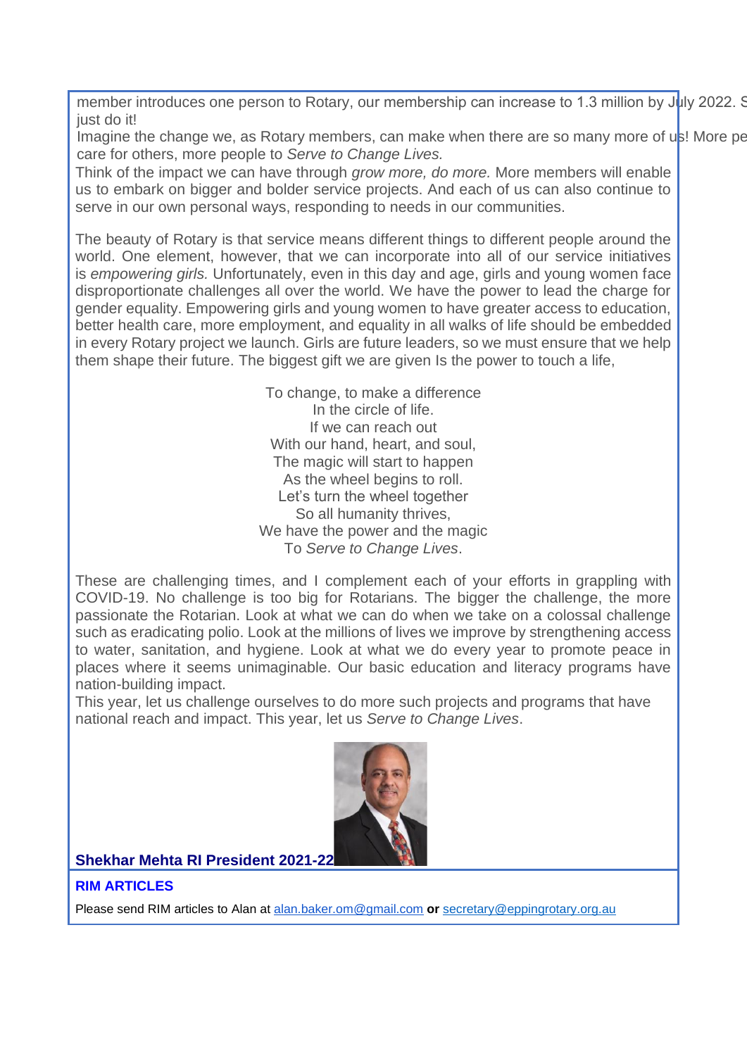member introduces one person to Rotary, our membership can increase to 1.3 million by July 2022. S just do it!

Imagine the change we, as Rotary members, can make when there are so many more of us! More pe care for others, more people to *Serve to Change Lives.*

Think of the impact we can have through *grow more, do more.* More members will enable us to embark on bigger and bolder service projects. And each of us can also continue to serve in our own personal ways, responding to needs in our communities.

The beauty of Rotary is that service means different things to different people around the world. One element, however, that we can incorporate into all of our service initiatives is *empowering girls.* Unfortunately, even in this day and age, girls and young women face disproportionate challenges all over the world. We have the power to lead the charge for gender equality. Empowering girls and young women to have greater access to education, better health care, more employment, and equality in all walks of life should be embedded in every Rotary project we launch. Girls are future leaders, so we must ensure that we help them shape their future. The biggest gift we are given Is the power to touch a life,

To change, to make a difference
In the circle of life.
If we can reach out
With our hand, heart, and soul,
The magic will start to happen
As the wheel begins to roll.
Let's turn the wheel together
So all humanity thrives,
We have the power and the magic
To *Serve to Change Lives*.

These are challenging times, and I complement each of your efforts in grappling with COVID-19. No challenge is too big for Rotarians. The bigger the challenge, the more passionate the Rotarian. Look at what we can do when we take on a colossal challenge such as eradicating polio. Look at the millions of lives we improve by strengthening access to water, sanitation, and hygiene. Look at what we do every year to promote peace in places where it seems unimaginable. Our basic education and literacy programs have nation-building impact.

This year, let us challenge ourselves to do more such projects and programs that have national reach and impact. This year, let us *Serve to Change Lives*.

**Shekhar Mehta RI President 2021-22**

**RIM ARTICLES**

Please send RIM articles to Alan at alan.baker.om@gmail.com **or** secretary@eppingrotary.org.au